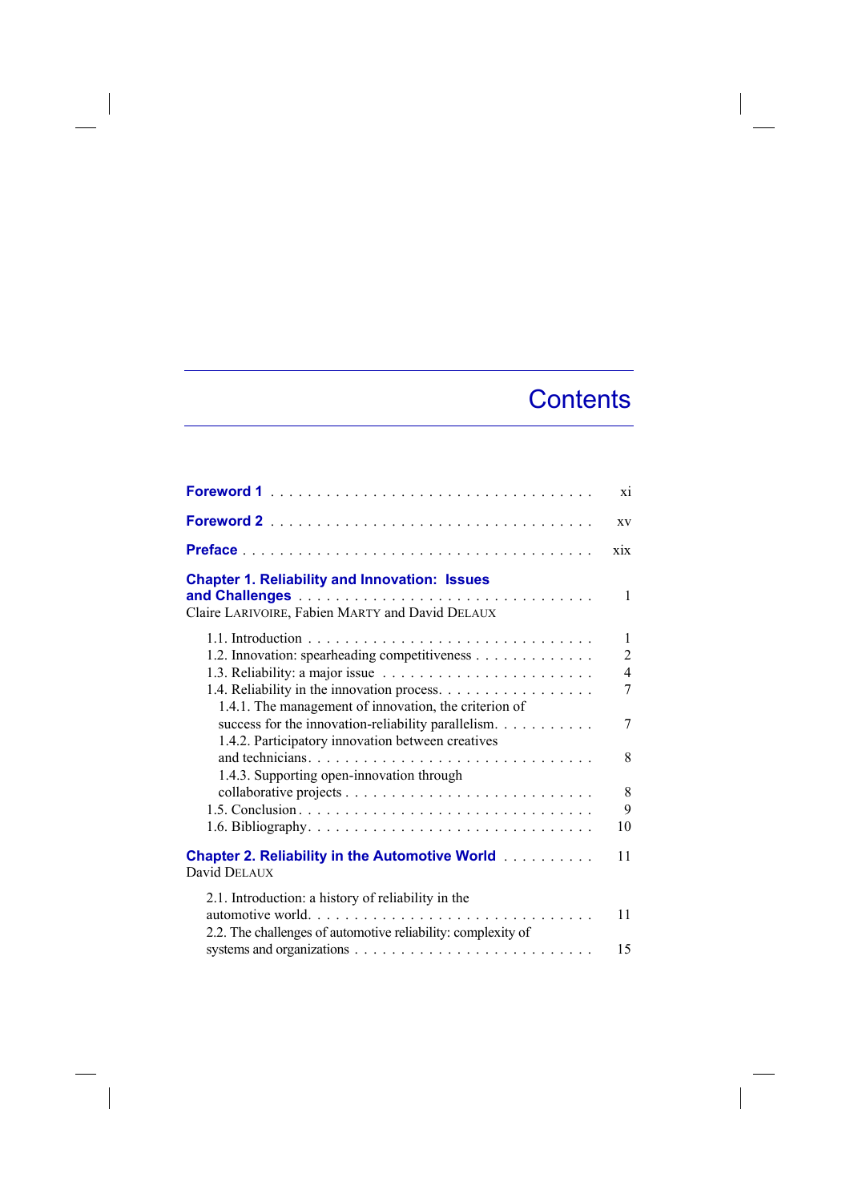# Contents

**Foreword 1** . . . . . . . . . . . . . . . . . . . . . . . . . . . . . . . . . . . xi

**Foreword 2** . . . . . . . . . . . . . . . . . . . . . . . . . . . . . . . . . . . xv

**Preface** . . . . . . . . . . . . . . . . . . . . . . . . . . . . . . . . . . . . . . xix

**Chapter 1. Reliability and Innovation: Issues and Challenges** . . . . . . . . . . . . . . . . . . . . . . . . . . . . . . . 1
Claire LARIVOIRE, Fabien MARTY and David DELAUX

1.1. Introduction . . . . . . . . . . . . . . . . . . . . . . . . . . . . . . 1
1.2. Innovation: spearheading competitiveness . . . . . . . . . . . . . 2
1.3. Reliability: a major issue . . . . . . . . . . . . . . . . . . . . . . . 4
1.4. Reliability in the innovation process. . . . . . . . . . . . . . . . . 7
1.4.1. The management of innovation, the criterion of success for the innovation-reliability parallelism. . . . . . . . . . . 7
1.4.2. Participatory innovation between creatives and technicians. . . . . . . . . . . . . . . . . . . . . . . . . . . . . . . 8
1.4.3. Supporting open-innovation through collaborative projects . . . . . . . . . . . . . . . . . . . . . . . . . . . 8
1.5. Conclusion . . . . . . . . . . . . . . . . . . . . . . . . . . . . . . . 9
1.6. Bibliography. . . . . . . . . . . . . . . . . . . . . . . . . . . . . . . 10

**Chapter 2. Reliability in the Automotive World** . . . . . . . . . . 11
David DELAUX

2.1. Introduction: a history of reliability in the automotive world. . . . . . . . . . . . . . . . . . . . . . . . . . . . . . . 11
2.2. The challenges of automotive reliability: complexity of systems and organizations . . . . . . . . . . . . . . . . . . . . . . . . . 15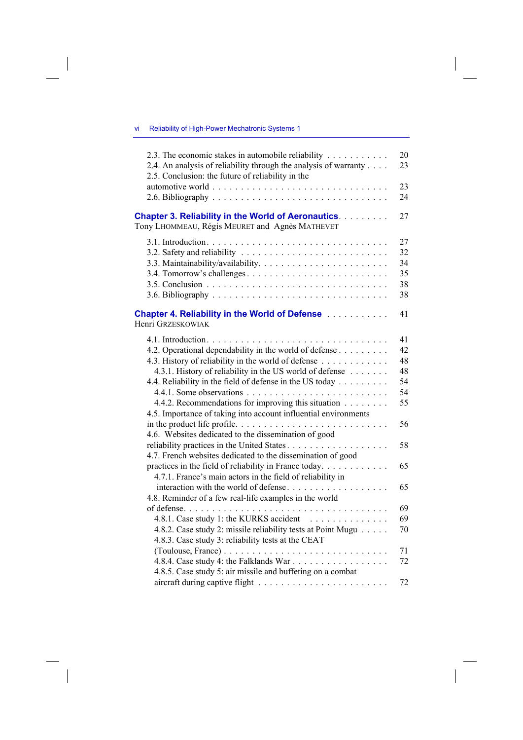2.3. The economic stakes in automobile reliability . . . . . . . . . . . 20
2.4. An analysis of reliability through the analysis of warranty . . . . 23
2.5. Conclusion: the future of reliability in the automotive world . . . . . . . . . . . . . . . . . . . . . . . . . . . . . 23
2.6. Bibliography . . . . . . . . . . . . . . . . . . . . . . . . . . . . . 24

**Chapter 3. Reliability in the World of Aeronautics** . . . . . . . . . 27
Tony LHOMMEAU, Régis MEURET and Agnès MATHEVET

3.1. Introduction . . . . . . . . . . . . . . . . . . . . . . . . . . . . . 27
3.2. Safety and reliability . . . . . . . . . . . . . . . . . . . . . . . . 32
3.3. Maintainability/availability . . . . . . . . . . . . . . . . . . . . . 34
3.4. Tomorrow's challenges . . . . . . . . . . . . . . . . . . . . . . . 35
3.5. Conclusion . . . . . . . . . . . . . . . . . . . . . . . . . . . . . 38
3.6. Bibliography . . . . . . . . . . . . . . . . . . . . . . . . . . . . . 38

**Chapter 4. Reliability in the World of Defense** . . . . . . . . . . . 41
Henri GRZESKOWIAK

4.1. Introduction . . . . . . . . . . . . . . . . . . . . . . . . . . . . . 41
4.2. Operational dependability in the world of defense . . . . . . . . . 42
4.3. History of reliability in the world of defense . . . . . . . . . . . . 48
4.3.1. History of reliability in the US world of defense . . . . . . . 48
4.4. Reliability in the field of defense in the US today . . . . . . . . . 54
4.4.1. Some observations . . . . . . . . . . . . . . . . . . . . . . . 54
4.4.2. Recommendations for improving this situation . . . . . . . . 55
4.5. Importance of taking into account influential environments in the product life profile . . . . . . . . . . . . . . . . . . . . . . . . . 56
4.6. Websites dedicated to the dissemination of good reliability practices in the United States . . . . . . . . . . . . . . . . . . . 58
4.7. French websites dedicated to the dissemination of good practices in the field of reliability in France today . . . . . . . . . . . 65
4.7.1. France's main actors in the field of reliability in interaction with the world of defense . . . . . . . . . . . . . . . . . . 65
4.8. Reminder of a few real-life examples in the world of defense . . . . . . . . . . . . . . . . . . . . . . . . . . . . . . . . . . 69
4.8.1. Case study 1: the KURKS accident . . . . . . . . . . . . . . 69
4.8.2. Case study 2: missile reliability tests at Point Mugu . . . . . 70
4.8.3. Case study 3: reliability tests at the CEAT (Toulouse, France) . . . . . . . . . . . . . . . . . . . . . . . . . . . . 71
4.8.4. Case study 4: the Falklands War . . . . . . . . . . . . . . . . 72
4.8.5. Case study 5: air missile and buffeting on a combat aircraft during captive flight . . . . . . . . . . . . . . . . . . . . . . 72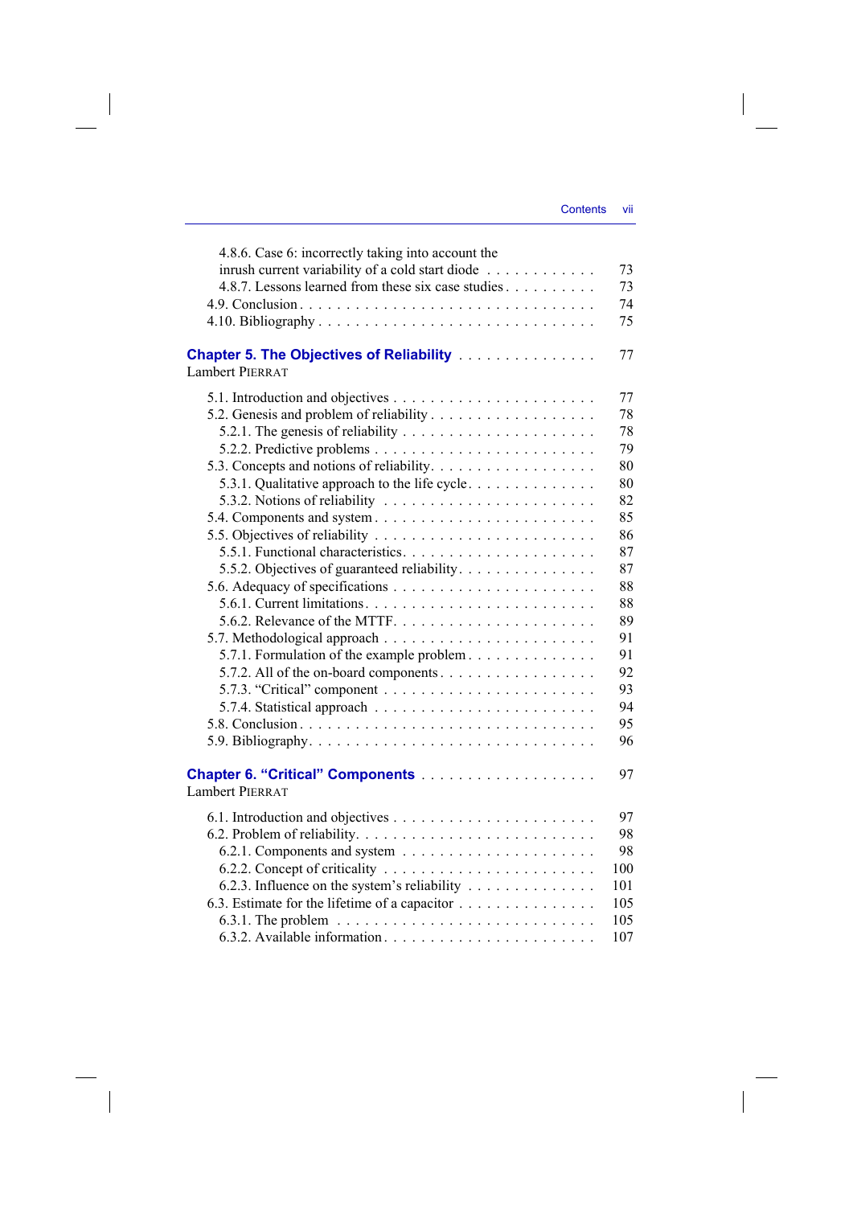4.8.6. Case 6: incorrectly taking into account the inrush current variability of a cold start diode . . . 73
4.8.7. Lessons learned from these six case studies . . . 73
4.9. Conclusion . . . 74
4.10. Bibliography . . . 75

## Chapter 5. The Objectives of Reliability . . . 77

Lambert PIERRAT

5.1. Introduction and objectives . . . 77
5.2. Genesis and problem of reliability . . . 78
5.2.1. The genesis of reliability . . . 78
5.2.2. Predictive problems . . . 79
5.3. Concepts and notions of reliability . . . 80
5.3.1. Qualitative approach to the life cycle . . . 80
5.3.2. Notions of reliability . . . 82
5.4. Components and system . . . 85
5.5. Objectives of reliability . . . 86
5.5.1. Functional characteristics . . . 87
5.5.2. Objectives of guaranteed reliability . . . 87
5.6. Adequacy of specifications . . . 88
5.6.1. Current limitations . . . 88
5.6.2. Relevance of the MTTF . . . 89
5.7. Methodological approach . . . 91
5.7.1. Formulation of the example problem . . . 91
5.7.2. All of the on-board components . . . 92
5.7.3. “Critical” component . . . 93
5.7.4. Statistical approach . . . 94
5.8. Conclusion . . . 95
5.9. Bibliography . . . 96

## Chapter 6. “Critical” Components . . . 97

Lambert PIERRAT

6.1. Introduction and objectives . . . 97
6.2. Problem of reliability . . . 98
6.2.1. Components and system . . . 98
6.2.2. Concept of criticality . . . 100
6.2.3. Influence on the system’s reliability . . . 101
6.3. Estimate for the lifetime of a capacitor . . . 105
6.3.1. The problem . . . 105
6.3.2. Available information . . . 107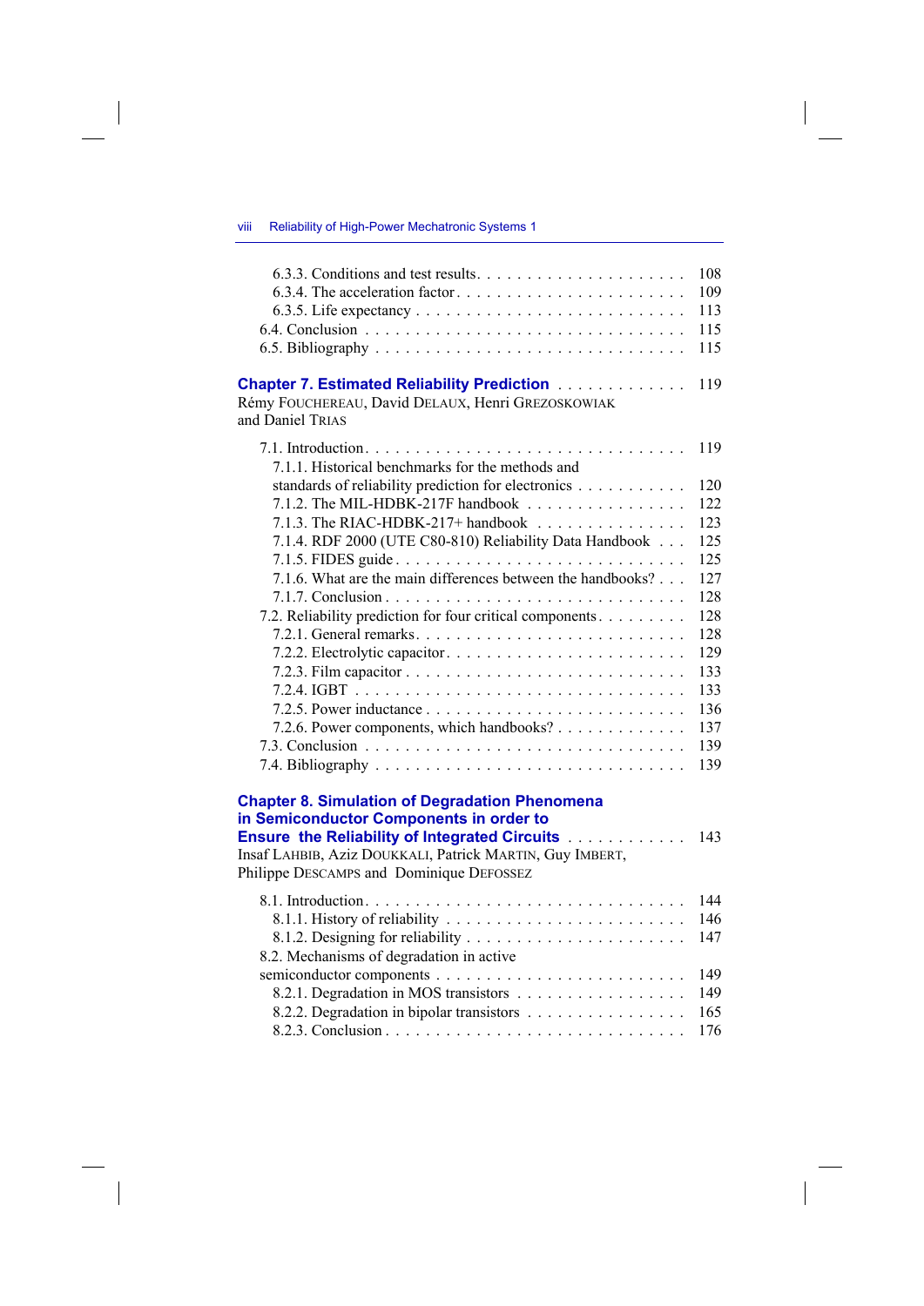6.3.3. Conditions and test results . . . . . . . . . . . . . . . . . . . . . 108
6.3.4. The acceleration factor . . . . . . . . . . . . . . . . . . . . . . . 109
6.3.5. Life expectancy . . . . . . . . . . . . . . . . . . . . . . . . . 113
6.4. Conclusion . . . . . . . . . . . . . . . . . . . . . . . . . . . . 115
6.5. Bibliography . . . . . . . . . . . . . . . . . . . . . . . . . . . 115

**Chapter 7. Estimated Reliability Prediction** . . . . . . . . . . . . . 119
Rémy FOUCHEREAU, David DELAUX, Henri GREZOSKOWIAK and Daniel TRIAS

7.1. Introduction . . . . . . . . . . . . . . . . . . . . . . . . . . . . 119
7.1.1. Historical benchmarks for the methods and standards of reliability prediction for electronics . . . . . . . . . . . 120
7.1.2. The MIL-HDBK-217F handbook . . . . . . . . . . . . . . . . 122
7.1.3. The RIAC-HDBK-217+ handbook . . . . . . . . . . . . . . . 123
7.1.4. RDF 2000 (UTE C80-810) Reliability Data Handbook . . . 125
7.1.5. FIDES guide . . . . . . . . . . . . . . . . . . . . . . . . . . 125
7.1.6. What are the main differences between the handbooks? . . . 127
7.1.7. Conclusion . . . . . . . . . . . . . . . . . . . . . . . . . . . 128
7.2. Reliability prediction for four critical components . . . . . . . . . 128
7.2.1. General remarks . . . . . . . . . . . . . . . . . . . . . . . . 128
7.2.2. Electrolytic capacitor . . . . . . . . . . . . . . . . . . . . . . 129
7.2.3. Film capacitor . . . . . . . . . . . . . . . . . . . . . . . . . 133
7.2.4. IGBT . . . . . . . . . . . . . . . . . . . . . . . . . . . . . . 133
7.2.5. Power inductance . . . . . . . . . . . . . . . . . . . . . . . . 136
7.2.6. Power components, which handbooks? . . . . . . . . . . . . . 137
7.3. Conclusion . . . . . . . . . . . . . . . . . . . . . . . . . . . . 139
7.4. Bibliography . . . . . . . . . . . . . . . . . . . . . . . . . . . 139

**Chapter 8. Simulation of Degradation Phenomena in Semiconductor Components in order to Ensure the Reliability of Integrated Circuits** . . . . . . . . . . . . 143
Insaf LAHBIB, Aziz DOUKKALI, Patrick MARTIN, Guy IMBERT, Philippe DESCAMPS and Dominique DEFOSSEZ

8.1. Introduction . . . . . . . . . . . . . . . . . . . . . . . . . . . . 144
8.1.1. History of reliability . . . . . . . . . . . . . . . . . . . . . . 146
8.1.2. Designing for reliability . . . . . . . . . . . . . . . . . . . . . 147
8.2. Mechanisms of degradation in active semiconductor components . . . . . . . . . . . . . . . . . . . . . . . . . 149
8.2.1. Degradation in MOS transistors . . . . . . . . . . . . . . . . . 149
8.2.2. Degradation in bipolar transistors . . . . . . . . . . . . . . . . 165
8.2.3. Conclusion . . . . . . . . . . . . . . . . . . . . . . . . . . . 176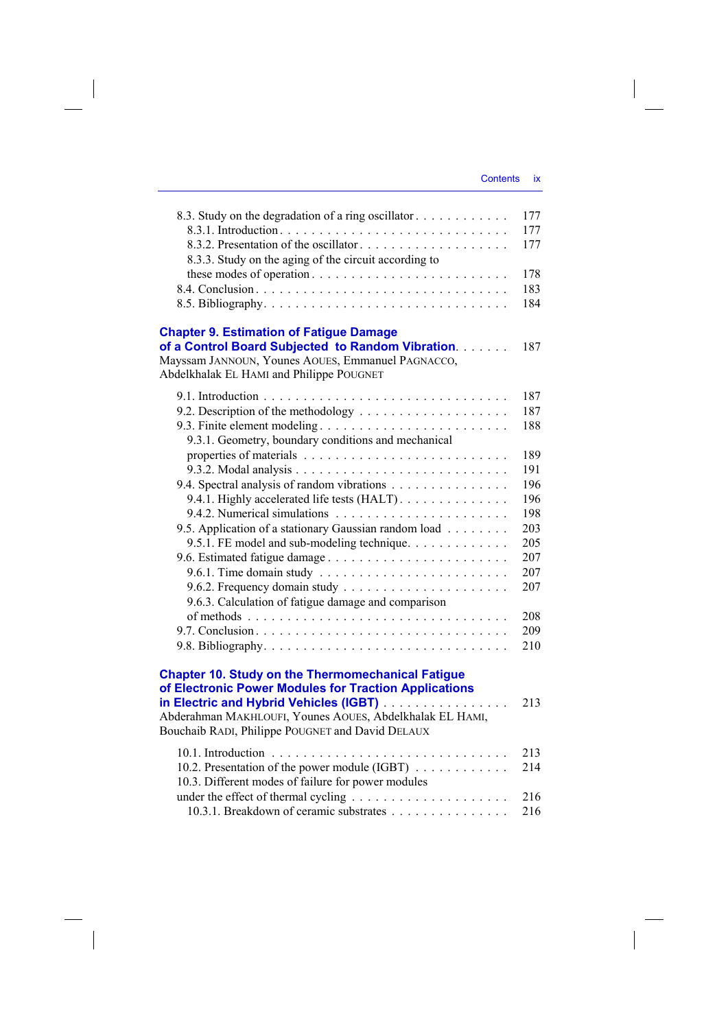8.3. Study on the degradation of a ring oscillator . . . . . . . . . . . . 177
  8.3.1. Introduction . . . . . . . . . . . . . . . . . . . . . . . . . . . . 177
  8.3.2. Presentation of the oscillator . . . . . . . . . . . . . . . . . . . 177
  8.3.3. Study on the aging of the circuit according to these modes of operation . . . . . . . . . . . . . . . . . . . . . . . 178
8.4. Conclusion . . . . . . . . . . . . . . . . . . . . . . . . . . . . . 183
8.5. Bibliography . . . . . . . . . . . . . . . . . . . . . . . . . . . . 184

**Chapter 9. Estimation of Fatigue Damage of a Control Board Subjected to Random Vibration** . . . . . . 187
Mayssam JANNOUN, Younes AOUES, Emmanuel PAGNACCO, Abdelkhalak EL HAMI and Philippe POUGNET

9.1. Introduction . . . . . . . . . . . . . . . . . . . . . . . . . . . . . 187
9.2. Description of the methodology . . . . . . . . . . . . . . . . . . 187
9.3. Finite element modeling . . . . . . . . . . . . . . . . . . . . . . . 188
  9.3.1. Geometry, boundary conditions and mechanical properties of materials . . . . . . . . . . . . . . . . . . . . . . . . 189
  9.3.2. Modal analysis . . . . . . . . . . . . . . . . . . . . . . . . . . 191
9.4. Spectral analysis of random vibrations . . . . . . . . . . . . . . 196
  9.4.1. Highly accelerated life tests (HALT) . . . . . . . . . . . . . . 196
  9.4.2. Numerical simulations . . . . . . . . . . . . . . . . . . . . . . 198
9.5. Application of a stationary Gaussian random load . . . . . . . . 203
  9.5.1. FE model and sub-modeling technique. . . . . . . . . . . . . 205
9.6. Estimated fatigue damage . . . . . . . . . . . . . . . . . . . . . . 207
  9.6.1. Time domain study . . . . . . . . . . . . . . . . . . . . . . . . 207
  9.6.2. Frequency domain study . . . . . . . . . . . . . . . . . . . . . 207
  9.6.3. Calculation of fatigue damage and comparison of methods . . . . . . . . . . . . . . . . . . . . . . . . . . . . . 208
9.7. Conclusion . . . . . . . . . . . . . . . . . . . . . . . . . . . . . 209
9.8. Bibliography . . . . . . . . . . . . . . . . . . . . . . . . . . . . 210

**Chapter 10. Study on the Thermomechanical Fatigue of Electronic Power Modules for Traction Applications in Electric and Hybrid Vehicles (IGBT)** . . . . . . . . . . . . . . . . 213
Abderahman MAKHLOUFI, Younes AOUES, Abdelkhalak EL HAMI, Bouchaib RADI, Philippe POUGNET and David DELAUX

10.1. Introduction . . . . . . . . . . . . . . . . . . . . . . . . . . . . 213
10.2. Presentation of the power module (IGBT) . . . . . . . . . . . . 214
10.3. Different modes of failure for power modules under the effect of thermal cycling . . . . . . . . . . . . . . . . . . . . 216
  10.3.1. Breakdown of ceramic substrates . . . . . . . . . . . . . . . 216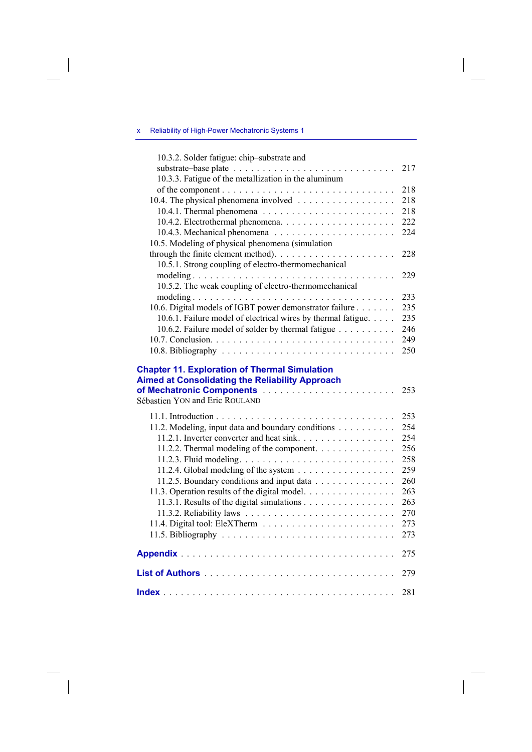10.3.2. Solder fatigue: chip–substrate and substrate–base plate . . . . . . . . . . 217
10.3.3. Fatigue of the metallization in the aluminum of the component . . . . . . . . . . 218
10.4. The physical phenomena involved . . . . . . . . . . 218
10.4.1. Thermal phenomena . . . . . . . . . . 218
10.4.2. Electrothermal phenomena. . . . . . . . . . 222
10.4.3. Mechanical phenomena . . . . . . . . . . 224
10.5. Modeling of physical phenomena (simulation through the finite element method). . . . . . . . . . 228
10.5.1. Strong coupling of electro-thermomechanical modeling . . . . . . . . . . 229
10.5.2. The weak coupling of electro-thermomechanical modeling . . . . . . . . . . 233
10.6. Digital models of IGBT power demonstrator failure . . . . . . . . . . 235
10.6.1. Failure model of electrical wires by thermal fatigue. . . . . . . . . . 235
10.6.2. Failure model of solder by thermal fatigue . . . . . . . . . . 246
10.7. Conclusion. . . . . . . . . . 249
10.8. Bibliography . . . . . . . . . . 250

**Chapter 11. Exploration of Thermal Simulation Aimed at Consolidating the Reliability Approach of Mechatronic Components** . . . . . . . . . . 253
Sébastien YON and Eric ROULAND

11.1. Introduction . . . . . . . . . . 253
11.2. Modeling, input data and boundary conditions . . . . . . . . . . 254
11.2.1. Inverter converter and heat sink. . . . . . . . . . 254
11.2.2. Thermal modeling of the component. . . . . . . . . . 256
11.2.3. Fluid modeling. . . . . . . . . . 258
11.2.4. Global modeling of the system . . . . . . . . . . 259
11.2.5. Boundary conditions and input data . . . . . . . . . . 260
11.3. Operation results of the digital model. . . . . . . . . . 263
11.3.1. Results of the digital simulations . . . . . . . . . . 263
11.3.2. Reliability laws . . . . . . . . . . 270
11.4. Digital tool: EleXTherm . . . . . . . . . . 273
11.5. Bibliography . . . . . . . . . . 273

**Appendix** . . . . . . . . . . 275

**List of Authors** . . . . . . . . . . 279

**Index** . . . . . . . . . . 281